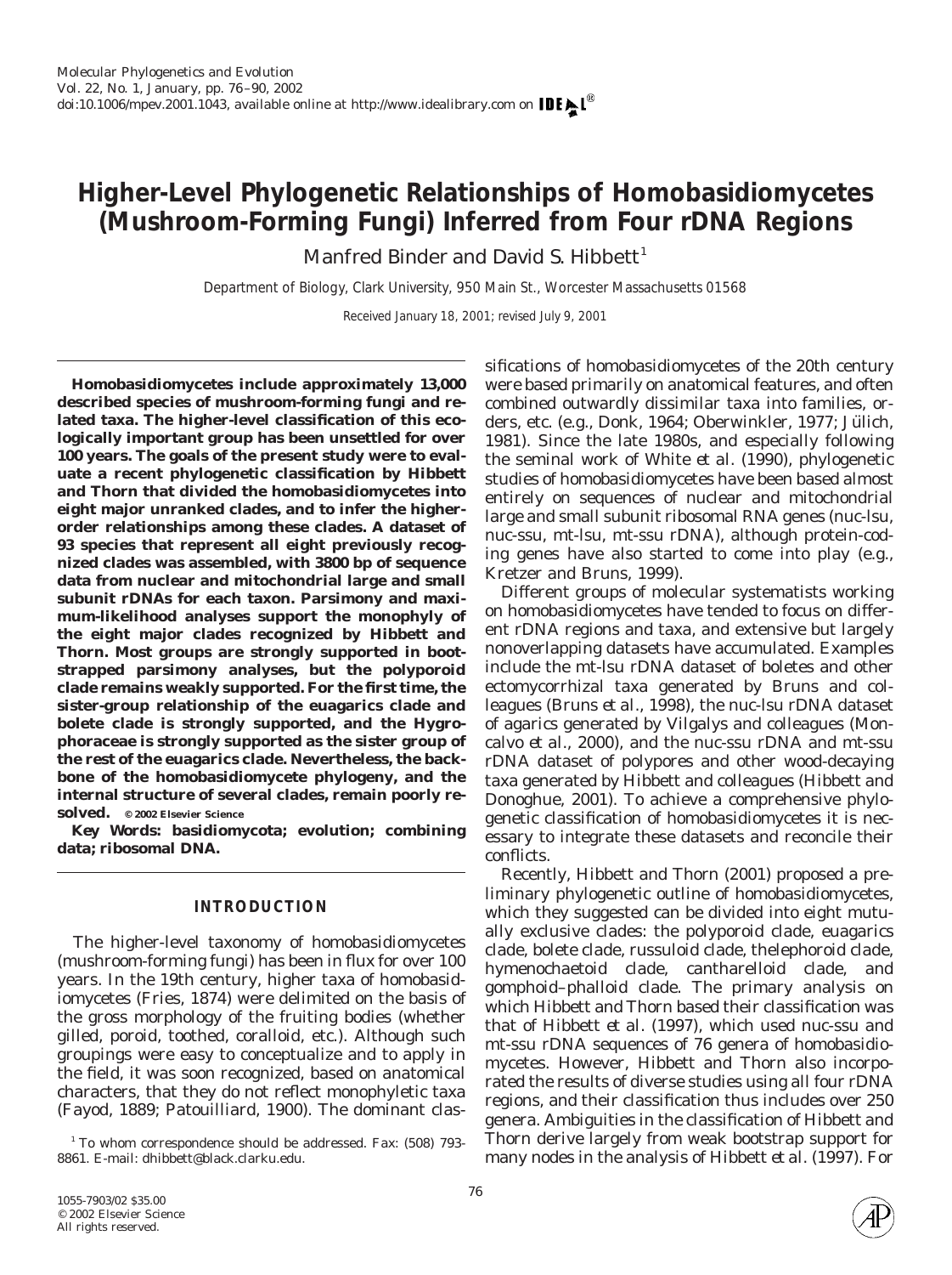# Higher-Level Phylogenetic Relationships of Homobasidiomycetes (Mushroom-Forming Fungi) Inferred from Four rDNA Regions

Manfred Binder and David S. Hibbett[1]

*Department of Biology, Clark University, 950 Main St., Worcester Massachusetts 01568*

Received January 18, 2001; revised July 9, 2001

**Homobasidiomycetes include approximately 13,000 described species of mushroom-forming fungi and related taxa. The higher-level classification of this ecologically important group has been unsettled for over 100 years. The goals of the present study were to evaluate a recent phylogenetic classification by Hibbett and Thorn that divided the homobasidiomycetes into eight major unranked clades, and to infer the higher-order relationships among these clades. A dataset of 93 species that represent all eight previously recognized clades was assembled, with 3800 bp of sequence data from nuclear and mitochondrial large and small subunit rDNAs for each taxon. Parsimony and maximum-likelihood analyses support the monophyly of the eight major clades recognized by Hibbett and Thorn. Most groups are strongly supported in bootstrapped parsimony analyses, but the polyporoid clade remains weakly supported. For the first time, the sister-group relationship of the euagarics clade and bolete clade is strongly supported, and the Hygrophoraceae is strongly supported as the sister group of the rest of the euagarics clade. Nevertheless, the backbone of the homobasidiomycete phylogeny, and the internal structure of several clades, remain poorly resolved.** © 2002 Elsevier Science

**Key Words:** basidiomycota; evolution; combining data; ribosomal DNA.

## INTRODUCTION

The higher-level taxonomy of homobasidiomycetes (mushroom-forming fungi) has been in flux for over 100 years. In the 19th century, higher taxa of homobasidiomycetes (Fries, 1874) were delimited on the basis of the gross morphology of the fruiting bodies (whether gilled, poroid, toothed, coralloid, etc.). Although such groupings were easy to conceptualize and to apply in the field, it was soon recognized, based on anatomical characters, that they do not reflect monophyletic taxa (Fayod, 1889; Patouillard, 1900). The dominant classifications of homobasidiomycetes of the 20th century were based primarily on anatomical features, and often combined outwardly dissimilar taxa into families, orders, etc. (e.g., Donk, 1964; Oberwinkler, 1977; Jülich, 1981). Since the late 1980s, and especially following the seminal work of White *et al.* (1990), phylogenetic studies of homobasidiomycetes have been based almost entirely on sequences of nuclear and mitochondrial large and small subunit ribosomal RNA genes (nuc-lsu, nuc-ssu, mt-lsu, mt-ssu rDNA), although protein-coding genes have also started to come into play (e.g., Kretzer and Bruns, 1999).

Different groups of molecular systematists working on homobasidiomycetes have tended to focus on different rDNA regions and taxa, and extensive but largely nonoverlapping datasets have accumulated. Examples include the mt-lsu rDNA dataset of boletes and other ectomycorrhizal taxa generated by Bruns and colleagues (Bruns *et al.*, 1998), the nuc-lsu rDNA dataset of agarics generated by Vilgalys and colleagues (Moncalvo *et al.*, 2000), and the nuc-ssu rDNA and mt-ssu rDNA dataset of polypores and other wood-decaying taxa generated by Hibbett and colleagues (Hibbett and Donoghue, 2001). To achieve a comprehensive phylogenetic classification of homobasidiomycetes it is necessary to integrate these datasets and reconcile their conflicts.

Recently, Hibbett and Thorn (2001) proposed a preliminary phylogenetic outline of homobasidiomycetes, which they suggested can be divided into eight mutually exclusive clades: the polyporoid clade, euagarics clade, bolete clade, russuloid clade, thelephoroid clade, hymenochaetoid clade, cantharelloid clade, and gomphoid–phalloid clade. The primary analysis on which Hibbett and Thorn based their classification was that of Hibbett *et al.* (1997), which used nuc-ssu and mt-ssu rDNA sequences of 76 genera of homobasidiomycetes. However, Hibbett and Thorn also incorporated the results of diverse studies using all four rDNA regions, and their classification thus includes over 250 genera. Ambiguities in the classification of Hibbett and Thorn derive largely from weak bootstrap support for many nodes in the analysis of Hibbett *et al.* (1997). For

[1] To whom correspondence should be addressed. Fax: (508) 793-8861. E-mail: dhibbett@black.clarku.edu.

1055-7903/02 $35.00
© 2002 Elsevier Science
All rights reserved.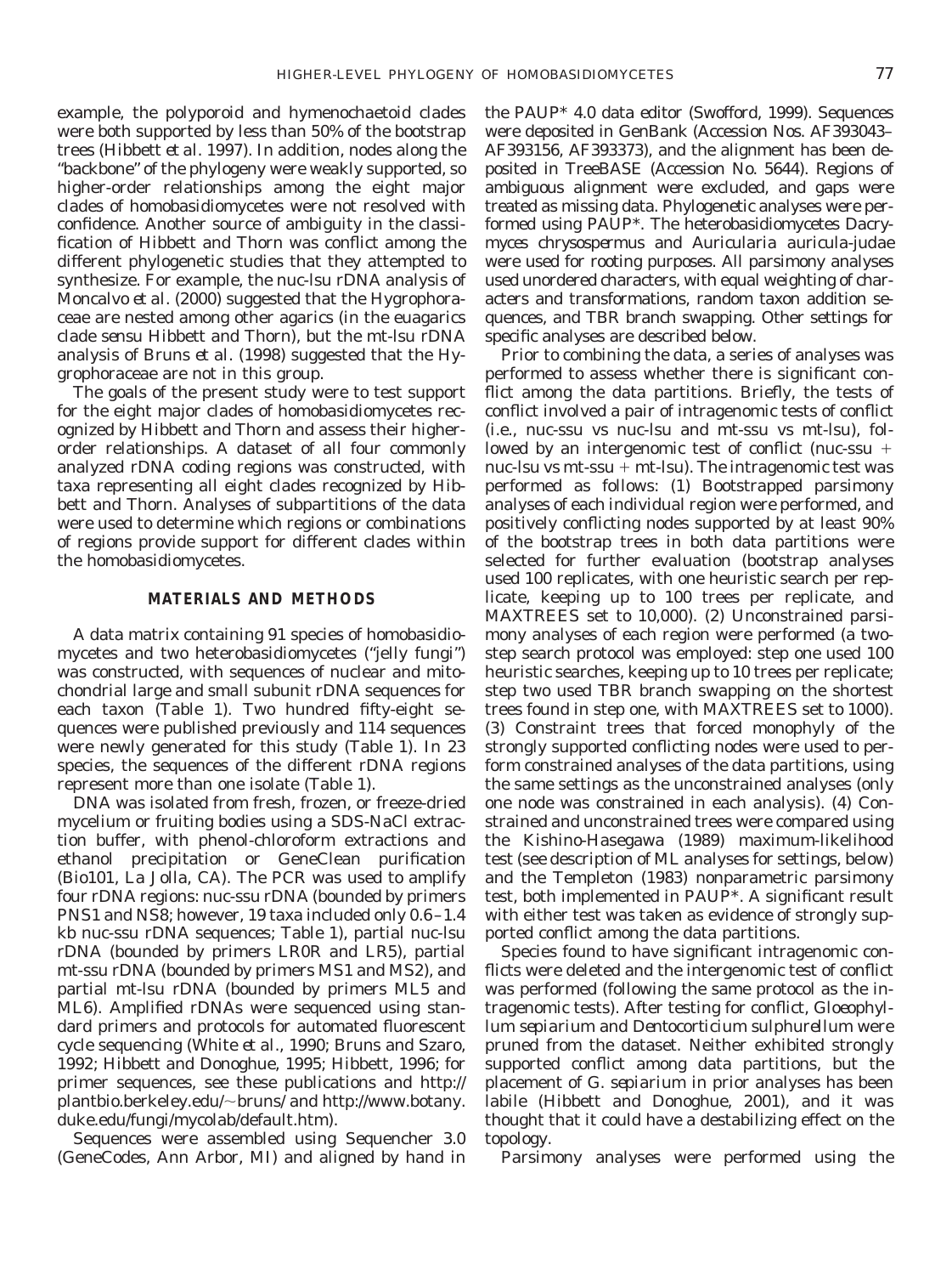example, the polyporoid and hymenochaetoid clades were both supported by less than 50% of the bootstrap trees (Hibbett *et al.* 1997). In addition, nodes along the "backbone" of the phylogeny were weakly supported, so higher-order relationships among the eight major clades of homobasidiomycetes were not resolved with confidence. Another source of ambiguity in the classification of Hibbett and Thorn was conflict among the different phylogenetic studies that they attempted to synthesize. For example, the nuc-lsu rDNA analysis of Moncalvo *et al.* (2000) suggested that the Hygrophoraceae are nested among other agarics (in the euagarics clade *sensu* Hibbett and Thorn), but the mt-lsu rDNA analysis of Bruns *et al.* (1998) suggested that the Hygrophoraceae are not in this group.

The goals of the present study were to test support for the eight major clades of homobasidiomycetes recognized by Hibbett and Thorn and assess their higher-order relationships. A dataset of all four commonly analyzed rDNA coding regions was constructed, with taxa representing all eight clades recognized by Hibbett and Thorn. Analyses of subpartitions of the data were used to determine which regions or combinations of regions provide support for different clades within the homobasidiomycetes.

## MATERIALS AND METHODS

A data matrix containing 91 species of homobasidiomycetes and two heterobasidiomycetes ("jelly fungi") was constructed, with sequences of nuclear and mitochondrial large and small subunit rDNA sequences for each taxon (Table 1). Two hundred fifty-eight sequences were published previously and 114 sequences were newly generated for this study (Table 1). In 23 species, the sequences of the different rDNA regions represent more than one isolate (Table 1).

DNA was isolated from fresh, frozen, or freeze-dried mycelium or fruiting bodies using a SDS-NaCl extraction buffer, with phenol-chloroform extractions and ethanol precipitation or GeneClean purification (Bio101, La Jolla, CA). The PCR was used to amplify four rDNA regions: nuc-ssu rDNA (bounded by primers PNS1 and NS8; however, 19 taxa included only 0.6–1.4 kb nuc-ssu rDNA sequences; Table 1), partial nuc-lsu rDNA (bounded by primers LR0R and LR5), partial mt-ssu rDNA (bounded by primers MS1 and MS2), and partial mt-lsu rDNA (bounded by primers ML5 and ML6). Amplified rDNAs were sequenced using standard primers and protocols for automated fluorescent cycle sequencing (White *et al.*, 1990; Bruns and Szaro, 1992; Hibbett and Donoghue, 1995; Hibbett, 1996; for primer sequences, see these publications and http://plantbio.berkeley.edu/~bruns/ and http://www.botany.duke.edu/fungi/mycolab/default.htm).

Sequences were assembled using Sequencher 3.0 (GeneCodes, Ann Arbor, MI) and aligned by hand in the PAUP* 4.0 data editor (Swofford, 1999). Sequences were deposited in GenBank (Accession Nos. AF393043–AF393156, AF393373), and the alignment has been deposited in TreeBASE (Accession No. 5644). Regions of ambiguous alignment were excluded, and gaps were treated as missing data. Phylogenetic analyses were performed using PAUP*. The heterobasidiomycetes *Dacrymyces chrysospermus* and *Auricularia auricula-judae* were used for rooting purposes. All parsimony analyses used unordered characters, with equal weighting of characters and transformations, random taxon addition sequences, and TBR branch swapping. Other settings for specific analyses are described below.

Prior to combining the data, a series of analyses was performed to assess whether there is significant conflict among the data partitions. Briefly, the tests of conflict involved a pair of intragenomic tests of conflict (i.e., nuc-ssu vs nuc-lsu and mt-ssu vs mt-lsu), followed by an intergenomic test of conflict (nuc-ssu + nuc-lsu vs mt-ssu + mt-lsu). The intragenomic test was performed as follows: (1) Bootstrapped parsimony analyses of each individual region were performed, and positively conflicting nodes supported by at least 90% of the bootstrap trees in both data partitions were selected for further evaluation (bootstrap analyses used 100 replicates, with one heuristic search per replicate, keeping up to 100 trees per replicate, and MAXTREES set to 10,000). (2) Unconstrained parsimony analyses of each region were performed (a two-step search protocol was employed: step one used 100 heuristic searches, keeping up to 10 trees per replicate; step two used TBR branch swapping on the shortest trees found in step one, with MAXTREES set to 1000). (3) Constraint trees that forced monophyly of the strongly supported conflicting nodes were used to perform constrained analyses of the data partitions, using the same settings as the unconstrained analyses (only one node was constrained in each analysis). (4) Constrained and unconstrained trees were compared using the Kishino-Hasegawa (1989) maximum-likelihood test (see description of ML analyses for settings, below) and the Templeton (1983) nonparametric parsimony test, both implemented in PAUP*. A significant result with either test was taken as evidence of strongly supported conflict among the data partitions.

Species found to have significant intragenomic conflicts were deleted and the intergenomic test of conflict was performed (following the same protocol as the intragenomic tests). After testing for conflict, *Gloeophyllum sepiarium* and *Dentocorticium sulphurellum* were pruned from the dataset. Neither exhibited strongly supported conflict among data partitions, but the placement of *G. sepiarium* in prior analyses has been labile (Hibbett and Donoghue, 2001), and it was thought that it could have a destabilizing effect on the topology.

Parsimony analyses were performed using the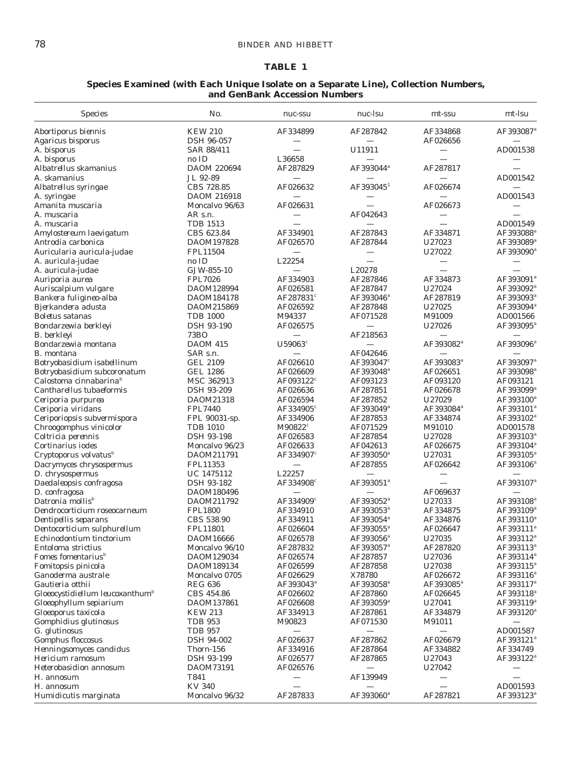**TABLE 1**

**Species Examined (with Each Unique Isolate on a Separate Line), Collection Numbers, and GenBank Accession Numbers**

| Species | No. | nuc-ssu | nuc-lsu | mt-ssu | mt-lsu |
|---|---|---|---|---|---|
| *Abortiporus biennis* | KEW 210 | AF334899 | AF287842 | AF334868 | AF393087[a] |
| *Agaricus bisporus* | DSH 96-057 | — | — | AF026656 | — |
| *A. bisporus* | SAR 88/411 | — | U11911 | — | AD001538 |
| *A. bisporus* | no ID | L36658 | — | — | — |
| *Albatrellus skamanius* | DAOM 220694 | AF287829 | AF393044[a] | AF287817 | — |
| *A. skamanius* | JL 92-89 | — | — | — | AD001542 |
| *Albatrellus syringae* | CBS 728.85 | AF026632 | AF393045[1] | AF026674 | — |
| *A. syringae* | DAOM 216918 | — | — | — | AD001543 |
| *Amanita muscaria* | Moncalvo 96/63 | AF026631 | — | AF026673 | — |
| *A. muscaria* | AR s.n. | — | AF042643 | — | — |
| *A. muscaria* | TDB 1513 | — | — | — | AD001549 |
| *Amylostereum laevigatum* | CBS 623.84 | AF334901 | AF287843 | AF334871 | AF393088[a] |
| *Antrodia carbonica* | DAOM197828 | AF026570 | AF287844 | U27023 | AF393089[a] |
| *Auricularia auricula-judae* | FPL11504 | — | — | U27022 | AF393090[a] |
| *A. auricula-judae* | no ID | L22254 | — | — | — |
| *A. auricula-judae* | GJW-855-10 | — | L20278 | — | — |
| *Auriporia aurea* | FPL7026 | AF334903 | AF287846 | AF334873 | AF393091[a] |
| *Auriscalpium vulgare* | DAOM128994 | AF026581 | AF287847 | U27024 | AF393092[a] |
| *Bankera fuligineo-alba* | DAOM184178 | AF287831[c] | AF393046[a] | AF287819 | AF393093[a] |
| *Bjerkandera adusta* | DAOM215869 | AF026592 | AF287848 | U27025 | AF393094[a] |
| *Boletus satanas* | TDB 1000 | M94337 | AF071528 | M91009 | AD001566 |
| *Bondarzewia berkleyi* | DSH 93-190 | AF026575 | — | U27026 | AF393095[a] |
| *B. berkleyi* | 73BO | — | AF218563 | — | — |
| *Bondarzewia montana* | DAOM 415 | U59063[c] | — | AF393082[a] | AF393096[a] |
| *B. montana* | SAR s.n. | — | AF042646 | — | — |
| *Botryobasidium isabellinum* | GEL 2109 | AF026610 | AF393047[c] | AF393083[a] | AF393097[a] |
| *Botryobasidium subcoronatum* | GEL 1286 | AF026609 | AF393048[a] | AF026651 | AF393098[a] |
| *Calostoma cinnabarina*[b] | MSC 362913 | AF093122[c] | AF093123 | AF093120 | AF093121 |
| *Cantharellus tubaeformis* | DSH 93-209 | AF026636 | AF287851 | AF026678 | AF393099[a] |
| *Ceriporia purpurea* | DAOM21318 | AF026594 | AF287852 | U27029 | AF393100[a] |
| *Ceriporia viridans* | FPL7440 | AF334905[c] | AF393049[a] | AF393084[a] | AF393101[a] |
| *Ceriporiopsis subvermispora* | FPL 90031-sp. | AF334906 | AF287853 | AF334874 | AF393102[a] |
| *Chroogomphus vinicolor* | TDB 1010 | M90822[c] | AF071529 | M91010 | AD001578 |
| *Coltricia perennis* | DSH 93-198 | AF026583 | AF287854 | U27028 | AF393103[a] |
| *Cortinarius iodes* | Moncalvo 96/23 | AF026633 | AF042613 | AF026675 | AF393104[a] |
| *Cryptoporus volvatus*[b] | DAOM211791 | AF334907[c] | AF393050[a] | U27031 | AF393105[a] |
| *Dacrymyces chrysospermus* | FPL11353 | — | AF287855 | AF026642 | AF393106[a] |
| *D. chrysospermus* | UC 1475112 | L22257 | — | — | — |
| *Daedaleopsis confragosa* | DSH 93-182 | AF334908[c] | AF393051[a] | — | AF393107[a] |
| *D. confragosa* | DAOM180496 | — | — | AF069637 | — |
| *Datronia mollis*[b] | DAOM211792 | AF334909[c] | AF393052[a] | U27033 | AF393108[a] |
| *Dendrocorticium roseocarneum* | FPL1800 | AF334910 | AF393053[a] | AF334875 | AF393109[a] |
| *Dentipellis separans* | CBS 538.90 | AF334911 | AF393054[a] | AF334876 | AF393110[a] |
| *Dentocorticium sulphurellum* | FPL11801 | AF026604 | AF393055[a] | AF026647 | AF393111[a] |
| *Echinodontium tinctorium* | DAOM16666 | AF026578 | AF393056[a] | U27035 | AF393112[a] |
| *Entoloma strictius* | Moncalvo 96/10 | AF287832 | AF393057[a] | AF287820 | AF393113[a] |
| *Fomes fomentarius*[b] | DAOM129034 | AF026574 | AF287857 | U27036 | AF393114[a] |
| *Fomitopsis pinicola* | DAOM189134 | AF026599 | AF287858 | U27038 | AF393115[a] |
| *Ganoderma australe* | Moncalvo 0705 | AF026629 | X78780 | AF026672 | AF393116[a] |
| *Gautieria otthii* | REG 636 | AF393043[a] | AF393058[a] | AF393085[a] | AF393117[a] |
| *Gloeocystidiellum leucoxanthum*[b] | CBS 454.86 | AF026602 | AF287860 | AF026645 | AF393118[a] |
| *Gloeophyllum sepiarium* | DAOM137861 | AF026608 | AF393059[a] | U27041 | AF393119[a] |
| *Gloeoporus taxicola* | KEW 213 | AF334913 | AF287861 | AF334879 | AF393120[a] |
| *Gomphidius glutinosus* | TDB 953 | M90823 | AF071530 | M91011 | — |
| *G. glutinosus* | TDB 957 | — | — | — | AD001587 |
| *Gomphus floccosus* | DSH 94-002 | AF026637 | AF287862 | AF026679 | AF393121[a] |
| *Henningsomyces candidus* | Thorn-156 | AF334916 | AF287864 | AF334882 | AF334749 |
| *Hericium ramosum* | DSH 93-199 | AF026577 | AF287865 | U27043 | AF393122[a] |
| *Heterobasidion annosum* | DAOM73191 | AF026576 | — | U27042 | — |
| *H. annosum* | T841 | — | AF139949 | — | — |
| *H. annosum* | KV 340 | — | — | — | AD001593 |
| *Humidicutis marginata* | Moncalvo 96/32 | AF287833 | AF393060[a] | AF287821 | AF393123[a] |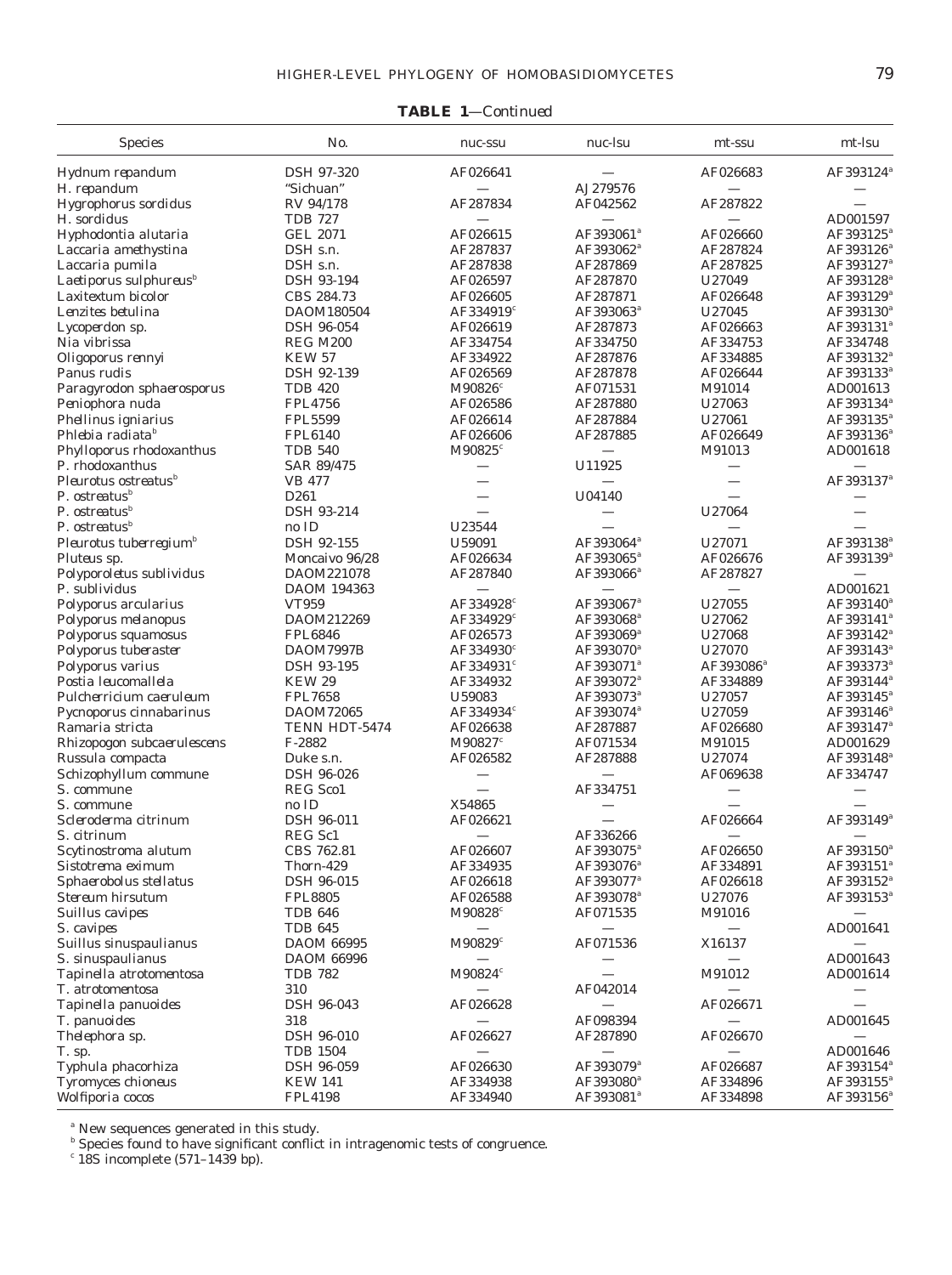**TABLE 1**—*Continued*

| Species | No. | nuc-ssu | nuc-lsu | mt-ssu | mt-lsu |
|---|---|---|---|---|---|
| *Hydnum repandum* | DSH 97-320 | AF026641 | — | AF026683 | AF393124[a] |
| *H. repandum* | "Sichuan" | — | AJ279576 | — | — |
| *Hygrophorus sordidus* | RV 94/178 | AF287834 | AF042562 | AF287822 | — |
| *H. sordidus* | TDB 727 | — | — | — | AD001597 |
| *Hyphodontia alutaria* | GEL 2071 | AF026615 | AF393061[a] | AF026660 | AF393125[a] |
| *Laccaria amethystina* | DSH s.n. | AF287837 | AF393062[a] | AF287824 | AF393126[a] |
| *Laccaria pumila* | DSH s.n. | AF287838 | AF287869 | AF287825 | AF393127[a] |
| *Laetiporus sulphureus*[b] | DSH 93-194 | AF026597 | AF287870 | U27049 | AF393128[a] |
| *Laxitextum bicolor* | CBS 284.73 | AF026605 | AF287871 | AF026648 | AF393129[a] |
| *Lenzites betulina* | DAOM180504 | AF334919[c] | AF393063[a] | U27045 | AF393130[a] |
| *Lycoperdon* sp. | DSH 96-054 | AF026619 | AF287873 | AF026663 | AF393131[a] |
| *Nia vibrissa* | REG M200 | AF334754 | AF334750 | AF334753 | AF334748 |
| *Oligoporus rennyi* | KEW 57 | AF334922 | AF287876 | AF334885 | AF393132[a] |
| *Panus rudis* | DSH 92-139 | AF026569 | AF287878 | AF026644 | AF393133[a] |
| *Paragyrodon sphaerosporus* | TDB 420 | M90826[c] | AF071531 | M91014 | AD001613 |
| *Peniophora nuda* | FPL4756 | AF026586 | AF287880 | U27063 | AF393134[a] |
| *Phellinus igniarius* | FPL5599 | AF026614 | AF287884 | U27061 | AF393135[a] |
| *Phlebia radiata*[b] | FPL6140 | AF026606 | AF287885 | AF026649 | AF393136[a] |
| *Phylloporus rhodoxanthus* | TDB 540 | M90825[c] | — | M91013 | AD001618 |
| *P. rhodoxanthus* | SAR 89/475 | — | U11925 | — | — |
| *Pleurotus ostreatus*[b] | VB 477 | — | — | — | AF393137[a] |
| *P. ostreatus*[b] | D261 | — | U04140 | — | — |
| *P. ostreatus*[b] | DSH 93-214 | — | — | U27064 | — |
| *P. ostreatus*[b] | no ID | U23544 | — | — | — |
| *Pleurotus tuberregium*[b] | DSH 92-155 | U59091 | AF393064[a] | U27071 | AF393138[a] |
| *Pluteus* sp. | Moncaivo 96/28 | AF026634 | AF393065[a] | AF026676 | AF393139[a] |
| *Polyporoletus sublividus* | DAOM221078 | AF287840 | AF393066[a] | AF287827 | — |
| *P. sublividus* | DAOM 194363 | — | — | — | AD001621 |
| *Polyporus arcularius* | VT959 | AF334928[c] | AF393067[a] | U27055 | AF393140[a] |
| *Polyporus melanopus* | DAOM212269 | AF334929[c] | AF393068[a] | U27062 | AF393141[a] |
| *Polyporus squamosus* | FPL6846 | AF026573 | AF393069[a] | U27068 | AF393142[a] |
| *Polyporus tuberaster* | DAOM7997B | AF334930[c] | AF393070[a] | U27070 | AF393143[a] |
| *Polyporus varius* | DSH 93-195 | AF334931[c] | AF393071[a] | AF393086[a] | AF393373[a] |
| *Postia leucomallela* | KEW 29 | AF334932 | AF393072[a] | AF334889 | AF393144[a] |
| *Pulcherricium caeruleum* | FPL7658 | U59083 | AF393073[a] | U27057 | AF393145[a] |
| *Pycnoporus cinnabarinus* | DAOM72065 | AF334934[c] | AF393074[a] | U27059 | AF393146[a] |
| *Ramaria stricta* | TENN HDT-5474 | AF026638 | AF287887 | AF026680 | AF393147[a] |
| *Rhizopogon subcaerulescens* | F-2882 | M90827[c] | AF071534 | M91015 | AD001629 |
| *Russula compacta* | Duke s.n. | AF026582 | AF287888 | U27074 | AF393148[a] |
| *Schizophyllum commune* | DSH 96-026 | — | — | AF069638 | AF334747 |
| *S. commune* | REG Sco1 | — | AF334751 | — | — |
| *S. commune* | no ID | X54865 | — | — | — |
| *Scleroderma citrinum* | DSH 96-011 | AF026621 | — | AF026664 | AF393149[a] |
| *S. citrinum* | REG Sc1 | — | AF336266 | — | — |
| *Scytinostroma alutum* | CBS 762.81 | AF026607 | AF393075[a] | AF026650 | AF393150[a] |
| *Sistotrema eximum* | Thorn-429 | AF334935 | AF393076[a] | AF334891 | AF393151[a] |
| *Sphaerobolus stellatus* | DSH 96-015 | AF026618 | AF393077[a] | AF026618 | AF393152[a] |
| *Stereum hirsutum* | FPL8805 | AF026588 | AF393078[a] | U27076 | AF393153[a] |
| *Suillus cavipes* | TDB 646 | M90828[c] | AF071535 | M91016 | — |
| *S. cavipes* | TDB 645 | — | — | — | AD001641 |
| *Suillus sinuspaulianus* | DAOM 66995 | M90829[c] | AF071536 | X16137 | — |
| *S. sinuspaulianus* | DAOM 66996 | — | — | — | AD001643 |
| *Tapinella atrotomentosa* | TDB 782 | M90824[c] | — | M91012 | AD001614 |
| *T. atrotomentosa* | 310 | — | AF042014 | — | — |
| *Tapinella panuoides* | DSH 96-043 | AF026628 | — | AF026671 | — |
| *T. panuoides* | 318 | — | AF098394 | — | AD001645 |
| *Thelephora* sp. | DSH 96-010 | AF026627 | AF287890 | AF026670 | — |
| *T.* sp. | TDB 1504 | — | — | — | AD001646 |
| *Typhula phacorhiza* | DSH 96-059 | AF026630 | AF393079[a] | AF026687 | AF393154[a] |
| *Tyromyces chioneus* | KEW 141 | AF334938 | AF393080[a] | AF334896 | AF393155[a] |
| *Wolfiporia cocos* | FPL4198 | AF334940 | AF393081[a] | AF334898 | AF393156[a] |

[a] New sequences generated in this study.
[b] Species found to have significant conflict in intragenomic tests of congruence.
[c] 18S incomplete (571–1439 bp).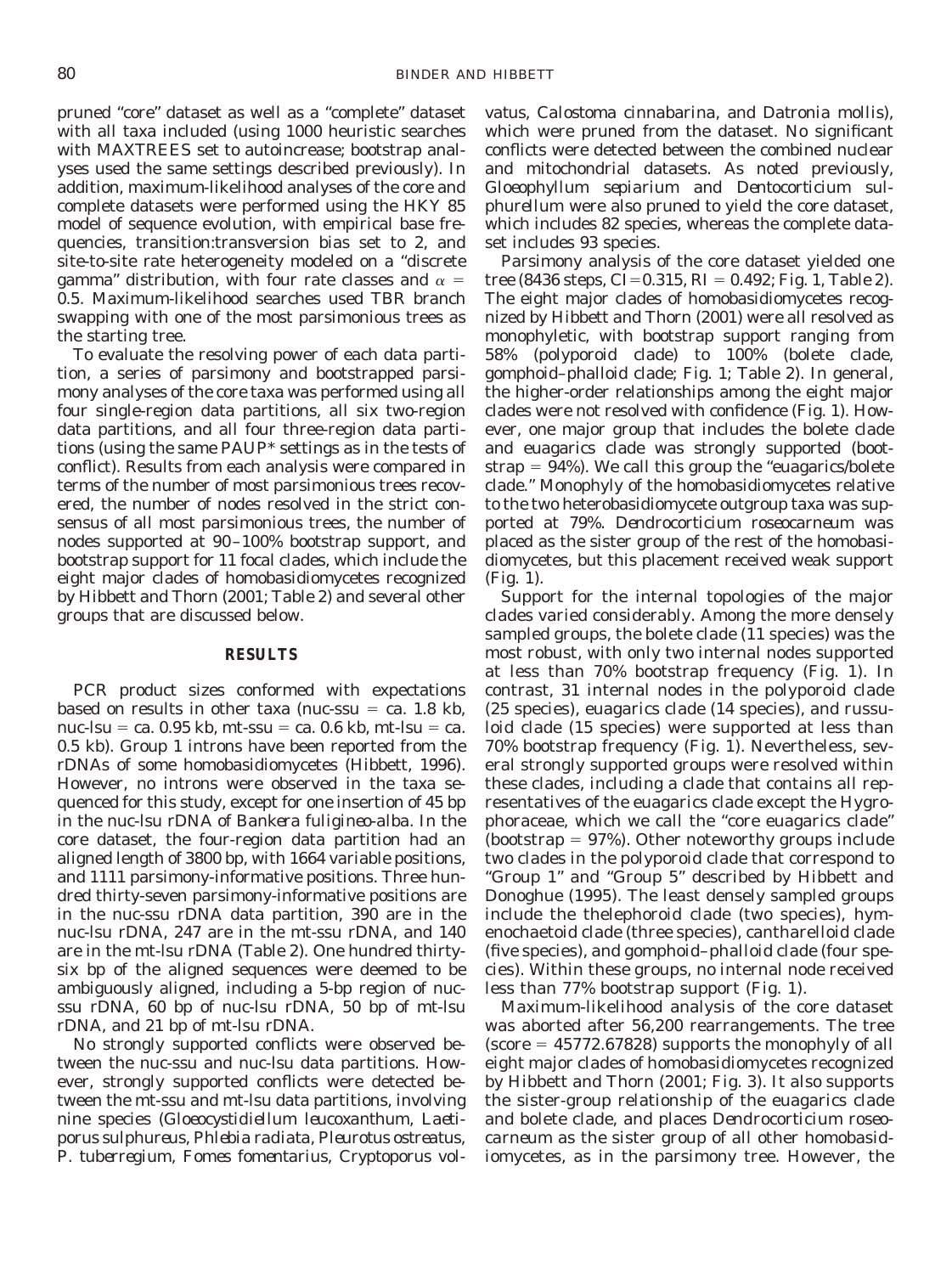pruned "core" dataset as well as a "complete" dataset with all taxa included (using 1000 heuristic searches with MAXTREES set to autoincrease; bootstrap analyses used the same settings described previously). In addition, maximum-likelihood analyses of the core and complete datasets were performed using the HKY 85 model of sequence evolution, with empirical base frequencies, transition:transversion bias set to 2, and site-to-site rate heterogeneity modeled on a "discrete gamma" distribution, with four rate classes and $\alpha$ = 0.5. Maximum-likelihood searches used TBR branch swapping with one of the most parsimonious trees as the starting tree.

To evaluate the resolving power of each data partition, a series of parsimony and bootstrapped parsimony analyses of the core taxa was performed using all four single-region data partitions, all six two-region data partitions, and all four three-region data partitions (using the same PAUP* settings as in the tests of conflict). Results from each analysis were compared in terms of the number of most parsimonious trees recovered, the number of nodes resolved in the strict consensus of all most parsimonious trees, the number of nodes supported at 90–100% bootstrap support, and bootstrap support for 11 focal clades, which include the eight major clades of homobasidiomycetes recognized by Hibbett and Thorn (2001; Table 2) and several other groups that are discussed below.

## RESULTS

PCR product sizes conformed with expectations based on results in other taxa (nuc-ssu = ca. 1.8 kb, nuc-lsu = ca. 0.95 kb, mt-ssu = ca. 0.6 kb, mt-lsu = ca. 0.5 kb). Group 1 introns have been reported from the rDNAs of some homobasidiomycetes (Hibbett, 1996). However, no introns were observed in the taxa sequenced for this study, except for one insertion of 45 bp in the nuc-lsu rDNA of *Bankera fuligineo-alba*. In the core dataset, the four-region data partition had an aligned length of 3800 bp, with 1664 variable positions, and 1111 parsimony-informative positions. Three hundred thirty-seven parsimony-informative positions are in the nuc-ssu rDNA data partition, 390 are in the nuc-lsu rDNA, 247 are in the mt-ssu rDNA, and 140 are in the mt-lsu rDNA (Table 2). One hundred thirty-six bp of the aligned sequences were deemed to be ambiguously aligned, including a 5-bp region of nuc-ssu rDNA, 60 bp of nuc-lsu rDNA, 50 bp of mt-lsu rDNA, and 21 bp of mt-lsu rDNA.

No strongly supported conflicts were observed between the nuc-ssu and nuc-lsu data partitions. However, strongly supported conflicts were detected between the mt-ssu and mt-lsu data partitions, involving nine species (*Gloeocystidiellum leucoxanthum*, *Laetiporus sulphureus*, *Phlebia radiata*, *Pleurotus ostreatus*, *P. tuberregium*, *Fomes fomentarius*, *Cryptoporus volvatus*, *Calostoma cinnabarina*, and *Datronia mollis*), which were pruned from the dataset. No significant conflicts were detected between the combined nuclear and mitochondrial datasets. As noted previously, *Gloeophyllum sepiarium* and *Dentocorticium sulphurellum* were also pruned to yield the core dataset, which includes 82 species, whereas the complete dataset includes 93 species.

Parsimony analysis of the core dataset yielded one tree (8436 steps, CI = 0.315, RI = 0.492; Fig. 1, Table 2). The eight major clades of homobasidiomycetes recognized by Hibbett and Thorn (2001) were all resolved as monophyletic, with bootstrap support ranging from 58% (polyporoid clade) to 100% (bolete clade, gomphoid–phalloid clade; Fig. 1; Table 2). In general, the higher-order relationships among the eight major clades were not resolved with confidence (Fig. 1). However, one major group that includes the bolete clade and euagarics clade was strongly supported (bootstrap = 94%). We call this group the "euagarics/bolete clade." Monophyly of the homobasidiomycetes relative to the two heterobasidiomycete outgroup taxa was supported at 79%. *Dendrocorticium roseocarneum* was placed as the sister group of the rest of the homobasidiomycetes, but this placement received weak support (Fig. 1).

Support for the internal topologies of the major clades varied considerably. Among the more densely sampled groups, the bolete clade (11 species) was the most robust, with only two internal nodes supported at less than 70% bootstrap frequency (Fig. 1). In contrast, 31 internal nodes in the polyporoid clade (25 species), euagarics clade (14 species), and russuloid clade (15 species) were supported at less than 70% bootstrap frequency (Fig. 1). Nevertheless, several strongly supported groups were resolved within these clades, including a clade that contains all representatives of the euagarics clade except the Hygrophoraceae, which we call the "core euagarics clade" (bootstrap = 97%). Other noteworthy groups include two clades in the polyporoid clade that correspond to "Group 1" and "Group 5" described by Hibbett and Donoghue (1995). The least densely sampled groups include the thelephoroid clade (two species), hymenochaetoid clade (three species), cantharelloid clade (five species), and gomphoid–phalloid clade (four species). Within these groups, no internal node received less than 77% bootstrap support (Fig. 1).

Maximum-likelihood analysis of the core dataset was aborted after 56,200 rearrangements. The tree (score = 45772.67828) supports the monophyly of all eight major clades of homobasidiomycetes recognized by Hibbett and Thorn (2001; Fig. 3). It also supports the sister-group relationship of the euagarics clade and bolete clade, and places *Dendrocorticium roseocarneum* as the sister group of all other homobasidiomycetes, as in the parsimony tree. However, the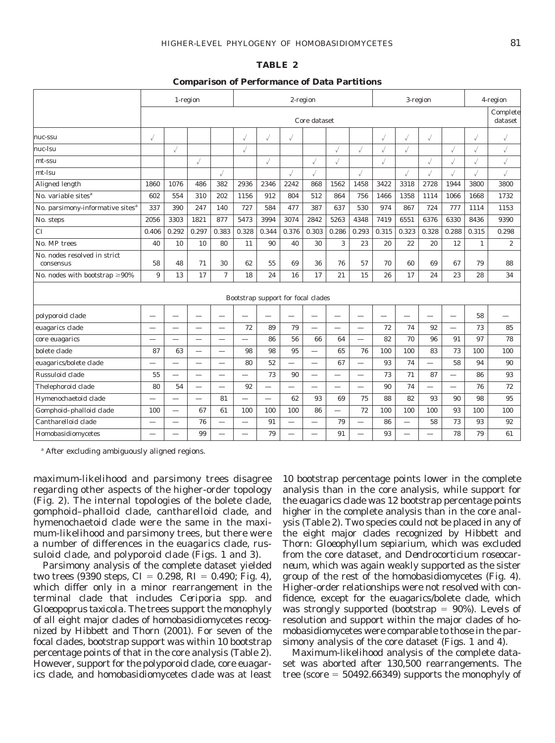**TABLE 2**

**Comparison of Performance of Data Partitions**

| | 1-region | | | | 2-region | | | | | | 3-region | | | | 4-region | |
|---|---|---|---|---|---|---|---|---|---|---|---|---|---|---|---|---|
| | Core dataset | | | | | | | | | | | | | | | Complete dataset |
| nuc-ssu | √ | | | | √ | √ | √ | | | | √ | √ | √ | | √ | √ |
| nuc-lsu | | √ | | | √ | | | | √ | √ | √ | √ | | √ | √ | √ |
| mt-ssu | | | √ | | | √ | | √ | √ | | √ | | √ | √ | √ | √ |
| mt-lsu | | | | √ | | | √ | √ | | √ | | √ | √ | √ | √ | √ |
| Aligned length | 1860 | 1076 | 486 | 382 | 2936 | 2346 | 2242 | 868 | 1562 | 1458 | 3422 | 3318 | 2728 | 1944 | 3800 | 3800 |
| No. variable sites[a] | 602 | 554 | 310 | 202 | 1156 | 912 | 804 | 512 | 864 | 756 | 1466 | 1358 | 1114 | 1066 | 1668 | 1732 |
| No. parsimony-informative sites[a] | 337 | 390 | 247 | 140 | 727 | 584 | 477 | 387 | 637 | 530 | 974 | 867 | 724 | 777 | 1114 | 1153 |
| No. steps | 2056 | 3303 | 1821 | 877 | 5473 | 3994 | 3074 | 2842 | 5263 | 4348 | 7419 | 6551 | 6376 | 6330 | 8436 | 9390 |
| CI | 0.406 | 0.292 | 0.297 | 0.383 | 0.328 | 0.344 | 0.376 | 0.303 | 0.286 | 0.293 | 0.315 | 0.323 | 0.328 | 0.288 | 0.315 | 0.298 |
| No. MP trees | 40 | 10 | 10 | 80 | 11 | 90 | 40 | 30 | 3 | 23 | 20 | 22 | 20 | 12 | 1 | 2 |
| No. nodes resolved in strict consensus | 58 | 48 | 71 | 30 | 62 | 55 | 69 | 36 | 76 | 57 | 70 | 60 | 69 | 67 | 79 | 88 |
| No. nodes with bootstrap ≥90% | 9 | 13 | 17 | 7 | 18 | 24 | 16 | 17 | 21 | 15 | 26 | 17 | 24 | 23 | 28 | 34 |
| Bootstrap support for focal clades | | | | | | | | | | | | | | | | |
| polyporoid clade | — | — | — | — | — | — | — | — | — | — | — | — | — | — | 58 | — |
| euagarics clade | — | — | — | — | 72 | 89 | 79 | — | — | — | 72 | 74 | 92 | — | 73 | 85 |
| core euagarics | — | — | — | — | — | 86 | 56 | 66 | 64 | — | 82 | 70 | 96 | 91 | 97 | 78 |
| bolete clade | 87 | 63 | — | — | 98 | 98 | 95 | — | 65 | 76 | 100 | 100 | 83 | 73 | 100 | 100 |
| euagarics/bolete clade | — | — | — | — | 80 | 52 | — | — | 67 | — | 93 | 74 | — | 58 | 94 | 90 |
| Russuloid clade | 55 | — | — | — | — | 73 | 90 | — | — | — | 73 | 71 | 87 | — | 86 | 93 |
| Thelephoroid clade | 80 | 54 | — | — | 92 | — | — | — | — | — | 90 | 74 | — | — | 76 | 72 |
| Hymenochaetoid clade | — | — | — | 81 | — | — | 62 | 93 | 69 | 75 | 88 | 82 | 93 | 90 | 98 | 95 |
| Gomphoid–phalloid clade | 100 | — | 67 | 61 | 100 | 100 | 100 | 86 | — | 72 | 100 | 100 | 100 | 93 | 100 | 100 |
| Cantharelloid clade | — | — | 76 | — | — | 91 | — | — | 79 | — | 86 | — | 58 | 73 | 93 | 92 |
| Homobasidiomycetes | — | — | 99 | — | — | 79 | — | — | 91 | — | 93 | — | — | 78 | 79 | 61 |

[a] After excluding ambiguously aligned regions.

maximum-likelihood and parsimony trees disagree regarding other aspects of the higher-order topology (Fig. 2). The internal topologies of the bolete clade, gomphoid–phalloid clade, cantharelloid clade, and hymenochaetoid clade were the same in the maximum-likelihood and parsimony trees, but there were a number of differences in the euagarics clade, russuloid clade, and polyporoid clade (Figs. 1 and 3).

Parsimony analysis of the complete dataset yielded two trees (9390 steps, CI = 0.298, RI = 0.490; Fig. 4), which differ only in a minor rearrangement in the terminal clade that includes *Ceriporia* spp. and *Gloeopoprus taxicola*. The trees support the monophyly of all eight major clades of homobasidiomycetes recognized by Hibbett and Thorn (2001). For seven of the focal clades, bootstrap support was within 10 bootstrap percentage points of that in the core analysis (Table 2). However, support for the polyporoid clade, core euagarics clade, and homobasidiomycetes clade was at least 10 bootstrap percentage points lower in the complete analysis than in the core analysis, while support for the euagarics clade was 12 bootstrap percentage points higher in the complete analysis than in the core analysis (Table 2). Two species could not be placed in any of the eight major clades recognized by Hibbett and Thorn: *Gloeophyllum sepiarium*, which was excluded from the core dataset, and *Dendrocorticium roseocarneum*, which was again weakly supported as the sister group of the rest of the homobasidiomycetes (Fig. 4). Higher-order relationships were not resolved with confidence, except for the euagarics/bolete clade, which was strongly supported (bootstrap = 90%). Levels of resolution and support within the major clades of homobasidiomycetes were comparable to those in the parsimony analysis of the core dataset (Figs. 1 and 4).

Maximum-likelihood analysis of the complete dataset was aborted after 130,500 rearrangements. The tree (score = 50492.66349) supports the monophyly of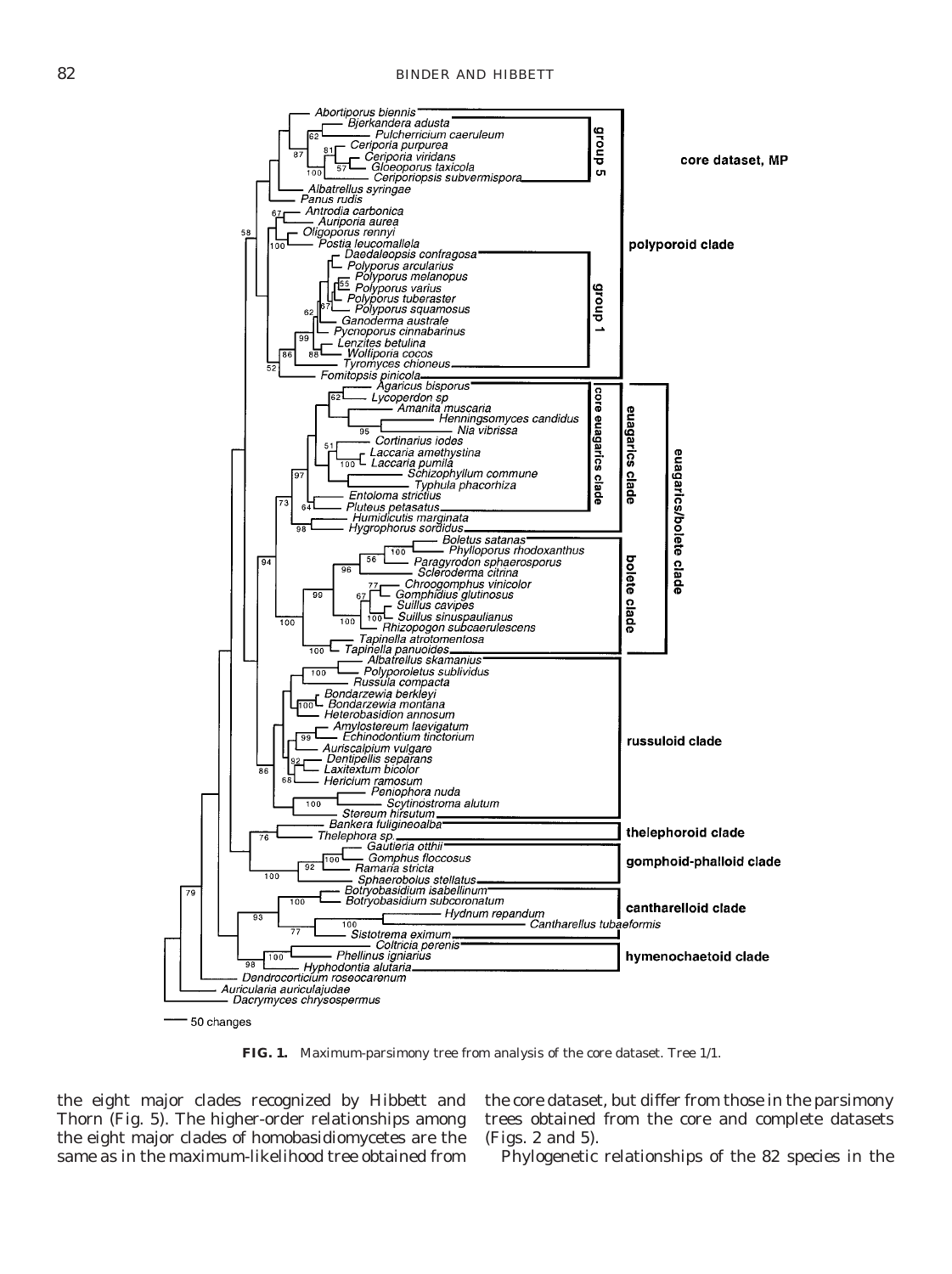**FIG. 1.** Maximum-parsimony tree from analysis of the core dataset. Tree 1/1.

the eight major clades recognized by Hibbett and Thorn (Fig. 5). The higher-order relationships among the eight major clades of homobasidiomycetes are the same as in the maximum-likelihood tree obtained from the core dataset, but differ from those in the parsimony trees obtained from the core and complete datasets (Figs. 2 and 5).

Phylogenetic relationships of the 82 species in the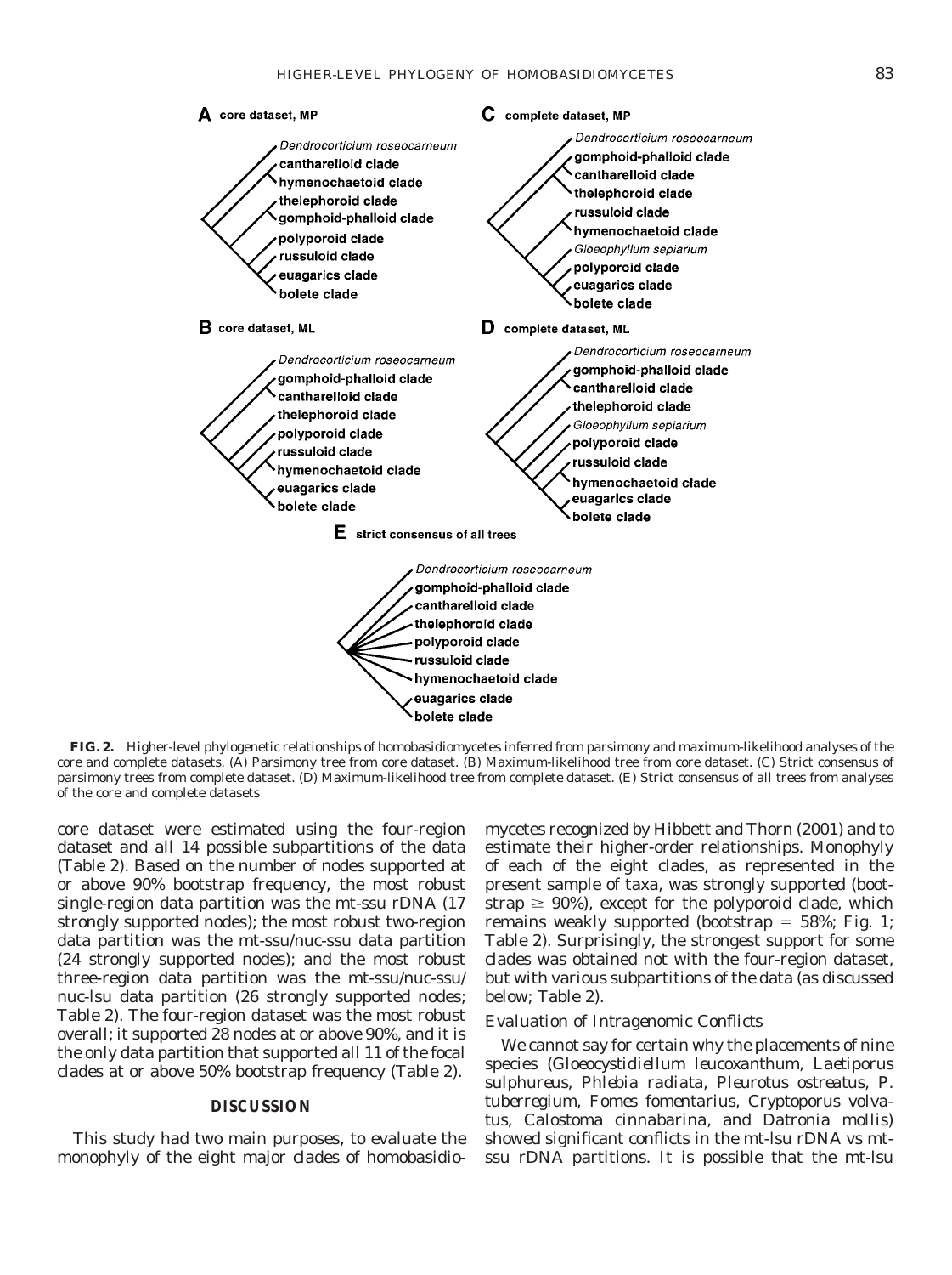**FIG. 2.** Higher-level phylogenetic relationships of homobasidiomycetes inferred from parsimony and maximum-likelihood analyses of the core and complete datasets. (A) Parsimony tree from core dataset. (B) Maximum-likelihood tree from core dataset. (C) Strict consensus of parsimony trees from complete dataset. (D) Maximum-likelihood tree from complete dataset. (E) Strict consensus of all trees from analyses of the core and complete datasets

core dataset were estimated using the four-region dataset and all 14 possible subpartitions of the data (Table 2). Based on the number of nodes supported at or above 90% bootstrap frequency, the most robust single-region data partition was the mt-ssu rDNA (17 strongly supported nodes); the most robust two-region data partition was the mt-ssu/nuc-ssu data partition (24 strongly supported nodes); and the most robust three-region data partition was the mt-ssu/nuc-ssu/nuc-lsu data partition (26 strongly supported nodes; Table 2). The four-region dataset was the most robust overall; it supported 28 nodes at or above 90%, and it is the only data partition that supported all 11 of the focal clades at or above 50% bootstrap frequency (Table 2).

## DISCUSSION

This study had two main purposes, to evaluate the monophyly of the eight major clades of homobasidiomycetes recognized by Hibbett and Thorn (2001) and to estimate their higher-order relationships. Monophyly of each of the eight clades, as represented in the present sample of taxa, was strongly supported (bootstrap ≥ 90%), except for the polyporoid clade, which remains weakly supported (bootstrap = 58%; Fig. 1; Table 2). Surprisingly, the strongest support for some clades was obtained not with the four-region dataset, but with various subpartitions of the data (as discussed below; Table 2).

### Evaluation of Intragenomic Conflicts

We cannot say for certain why the placements of nine species (*Gloeocystidiellum leucoxanthum*, *Laetiporus sulphureus*, *Phlebia radiata*, *Pleurotus ostreatus*, *P. tuberregium*, *Fomes fomentarius*, *Cryptoporus volvatus*, *Calostoma cinnabarina*, and *Datronia mollis*) showed significant conflicts in the mt-lsu rDNA vs mt-ssu rDNA partitions. It is possible that the mt-lsu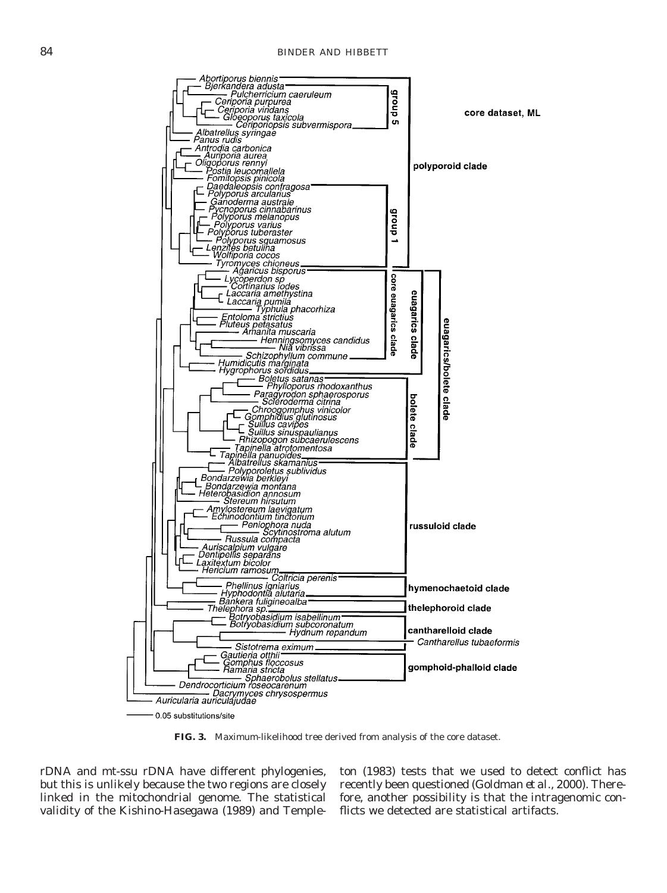**FIG. 3.** Maximum-likelihood tree derived from analysis of the core dataset.

rDNA and mt-ssu rDNA have different phylogenies, but this is unlikely because the two regions are closely linked in the mitochondrial genome. The statistical validity of the Kishino-Hasegawa (1989) and Templeton (1983) tests that we used to detect conflict has recently been questioned (Goldman *et al.*, 2000). Therefore, another possibility is that the intragenomic conflicts we detected are statistical artifacts.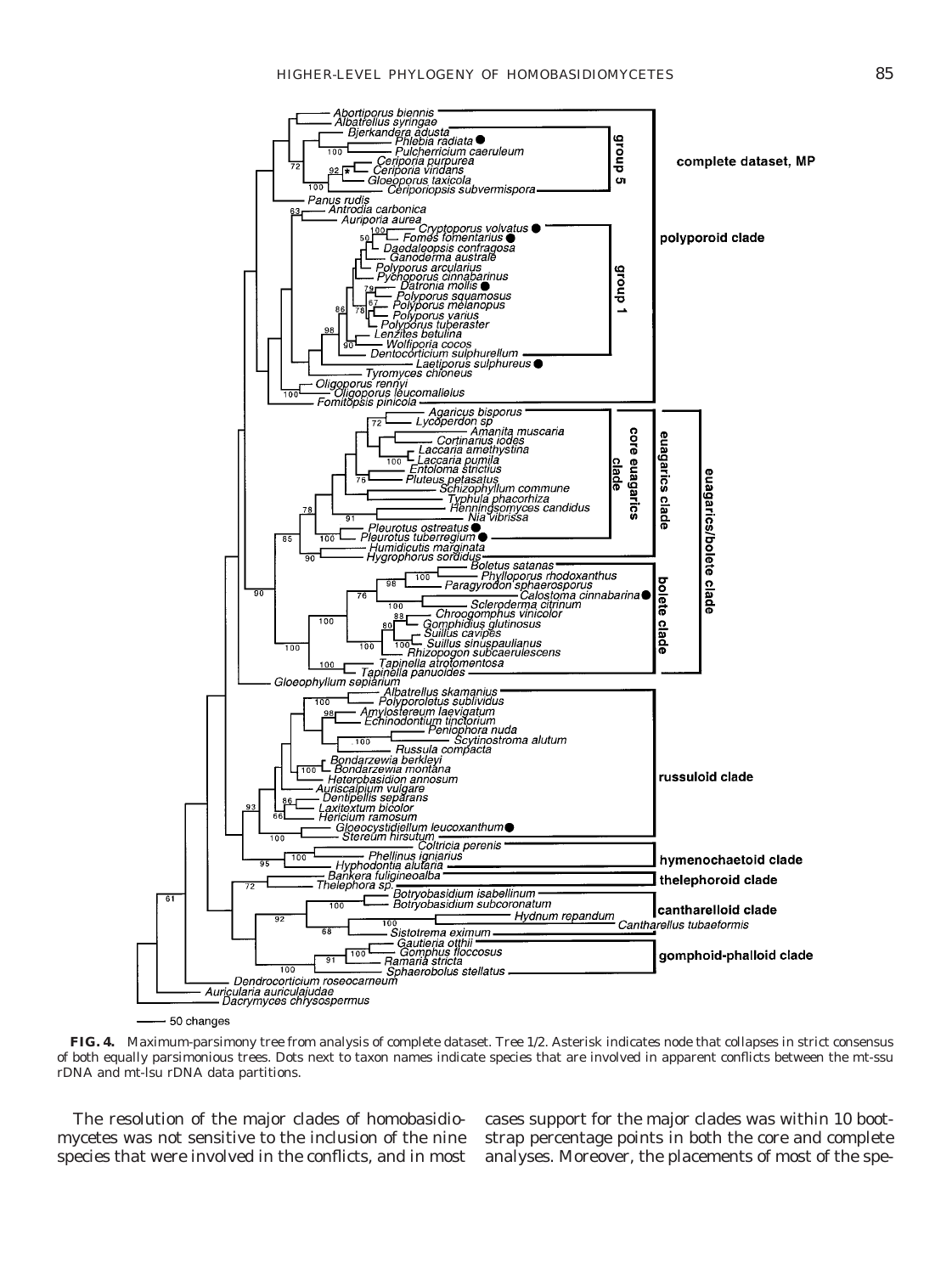**FIG. 4.** Maximum-parsimony tree from analysis of complete dataset. Tree 1/2. Asterisk indicates node that collapses in strict consensus of both equally parsimonious trees. Dots next to taxon names indicate species that are involved in apparent conflicts between the mt-ssu rDNA and mt-lsu rDNA data partitions.

The resolution of the major clades of homobasidiomycetes was not sensitive to the inclusion of the nine species that were involved in the conflicts, and in most cases support for the major clades was within 10 bootstrap percentage points in both the core and complete analyses. Moreover, the placements of most of the spe-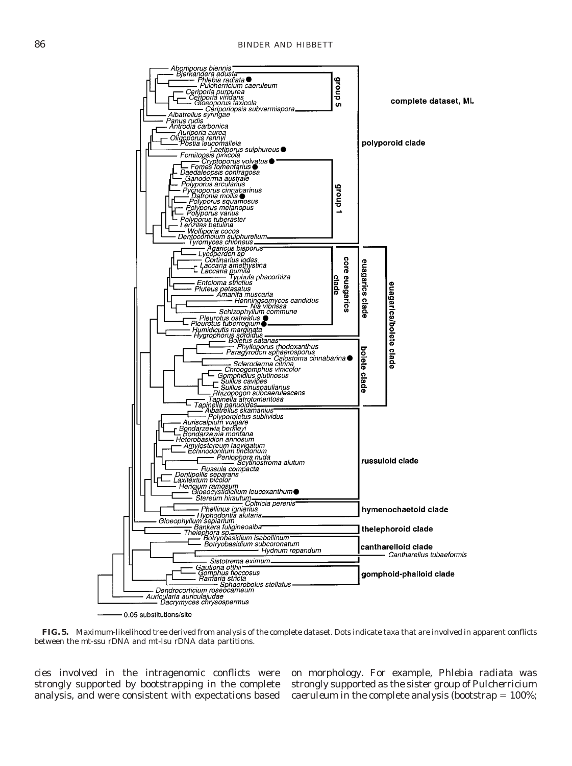**FIG. 5.** Maximum-likelihood tree derived from analysis of the complete dataset. Dots indicate taxa that are involved in apparent conflicts between the mt-ssu rDNA and mt-lsu rDNA data partitions.

cies involved in the intragenomic conflicts were strongly supported by bootstrapping in the complete analysis, and were consistent with expectations based on morphology. For example, *Phlebia radiata* was strongly supported as the sister group of *Pulcherricium caeruleum* in the complete analysis (bootstrap = 100%;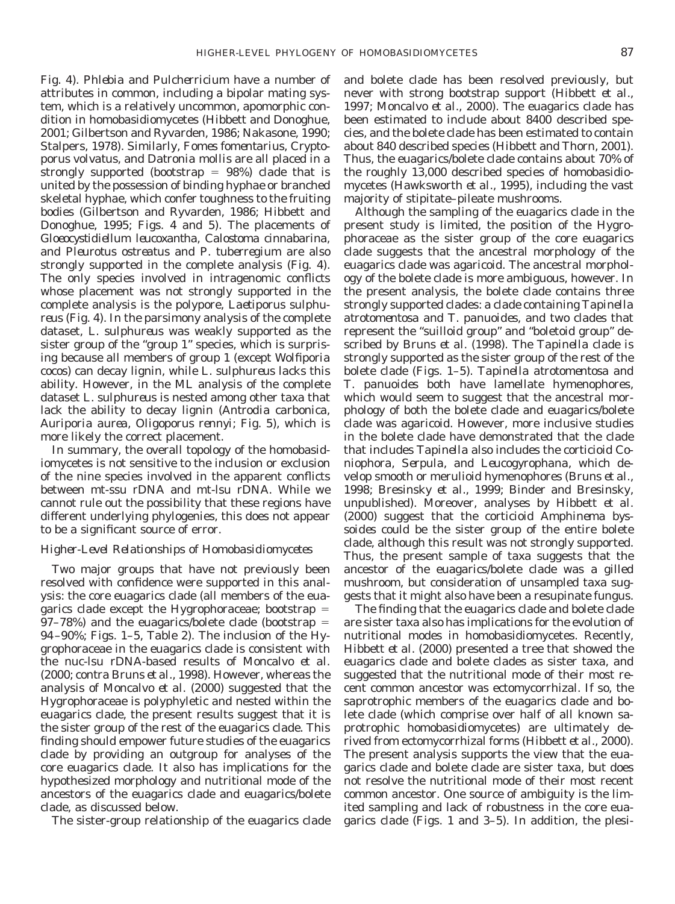Fig. 4). *Phlebia* and *Pulcherricium* have a number of attributes in common, including a bipolar mating system, which is a relatively uncommon, apomorphic condition in homobasidiomycetes (Hibbett and Donoghue, 2001; Gilbertson and Ryvarden, 1986; Nakasone, 1990; Stalpers, 1978). Similarly, *Fomes fomentarius*, *Cryptoporus volvatus*, and *Datronia mollis* are all placed in a strongly supported (bootstrap = 98%) clade that is united by the possession of binding hyphae or branched skeletal hyphae, which confer toughness to the fruiting bodies (Gilbertson and Ryvarden, 1986; Hibbett and Donoghue, 1995; Figs. 4 and 5). The placements of *Gloeocystidiellum leucoxantha*, *Calostoma cinnabarina*, and *Pleurotus ostreatus* and *P. tuberregium* are also strongly supported in the complete analysis (Fig. 4). The only species involved in intragenomic conflicts whose placement was not strongly supported in the complete analysis is the polypore, *Laetiporus sulphureus* (Fig. 4). In the parsimony analysis of the complete dataset, *L. sulphureus* was weakly supported as the sister group of the "group 1" species, which is surprising because all members of group 1 (except *Wolfiporia cocos*) can decay lignin, while *L. sulphureus* lacks this ability. However, in the ML analysis of the complete dataset *L. sulphureus* is nested among other taxa that lack the ability to decay lignin (*Antrodia carbonica*, *Auriporia aurea*, *Oligoporus rennyi*; Fig. 5), which is more likely the correct placement.

In summary, the overall topology of the homobasidiomycetes is not sensitive to the inclusion or exclusion of the nine species involved in the apparent conflicts between mt-ssu rDNA and mt-lsu rDNA. While we cannot rule out the possibility that these regions have different underlying phylogenies, this does not appear to be a significant source of error.

### Higher-Level Relationships of Homobasidiomycetes

Two major groups that have not previously been resolved with confidence were supported in this analysis: the core euagarics clade (all members of the euagarics clade except the Hygrophoraceae; bootstrap = 97–78%) and the euagarics/bolete clade (bootstrap = 94–90%; Figs. 1–5, Table 2). The inclusion of the Hygrophoraceae in the euagarics clade is consistent with the nuc-lsu rDNA-based results of Moncalvo *et al.* (2000; *contra* Bruns *et al.*, 1998). However, whereas the analysis of Moncalvo *et al.* (2000) suggested that the Hygrophoraceae is polyphyletic and nested within the euagarics clade, the present results suggest that it is the sister group of the rest of the euagarics clade. This finding should empower future studies of the euagarics clade by providing an outgroup for analyses of the core euagarics clade. It also has implications for the hypothesized morphology and nutritional mode of the ancestors of the euagarics clade and euagarics/bolete clade, as discussed below.

The sister-group relationship of the euagarics clade and bolete clade has been resolved previously, but never with strong bootstrap support (Hibbett *et al.*, 1997; Moncalvo *et al.*, 2000). The euagarics clade has been estimated to include about 8400 described species, and the bolete clade has been estimated to contain about 840 described species (Hibbett and Thorn, 2001). Thus, the euagarics/bolete clade contains about 70% of the roughly 13,000 described species of homobasidiomycetes (Hawksworth *et al.*, 1995), including the vast majority of stipitate–pileate mushrooms.

Although the sampling of the euagarics clade in the present study is limited, the position of the Hygrophoraceae as the sister group of the core euagarics clade suggests that the ancestral morphology of the euagarics clade was agaricoid. The ancestral morphology of the bolete clade is more ambiguous, however. In the present analysis, the bolete clade contains three strongly supported clades: a clade containing *Tapinella atrotomentosa* and *T. panuoides*, and two clades that represent the "suilloid group" and "boletoid group" described by Bruns *et al.* (1998). The *Tapinella* clade is strongly supported as the sister group of the rest of the bolete clade (Figs. 1–5). *Tapinella atrotomentosa* and *T. panuoides* both have lamellate hymenophores, which would seem to suggest that the ancestral morphology of both the bolete clade and euagarics/bolete clade was agaricoid. However, more inclusive studies in the bolete clade have demonstrated that the clade that includes *Tapinella* also includes the corticioid *Coniophora*, *Serpula*, and *Leucogyrophana*, which develop smooth or merulioid hymenophores (Bruns *et al.*, 1998; Bresinsky *et al.*, 1999; Binder and Bresinsky, unpublished). Moreover, analyses by Hibbett *et al.* (2000) suggest that the corticioid *Amphinema byssoides* could be the sister group of the entire bolete clade, although this result was not strongly supported. Thus, the present sample of taxa suggests that the ancestor of the euagarics/bolete clade was a gilled mushroom, but consideration of unsampled taxa suggests that it might also have been a resupinate fungus.

The finding that the euagarics clade and bolete clade are sister taxa also has implications for the evolution of nutritional modes in homobasidiomycetes. Recently, Hibbett *et al.* (2000) presented a tree that showed the euagarics clade and bolete clades as sister taxa, and suggested that the nutritional mode of their most recent common ancestor was ectomycorrhizal. If so, the saprotrophic members of the euagarics clade and bolete clade (which comprise over half of all known saprotrophic homobasidiomycetes) are ultimately derived from ectomycorrhizal forms (Hibbett *et al.*, 2000). The present analysis supports the view that the euagarics clade and bolete clade are sister taxa, but does not resolve the nutritional mode of their most recent common ancestor. One source of ambiguity is the limited sampling and lack of robustness in the core euagarics clade (Figs. 1 and 3–5). In addition, the plesi-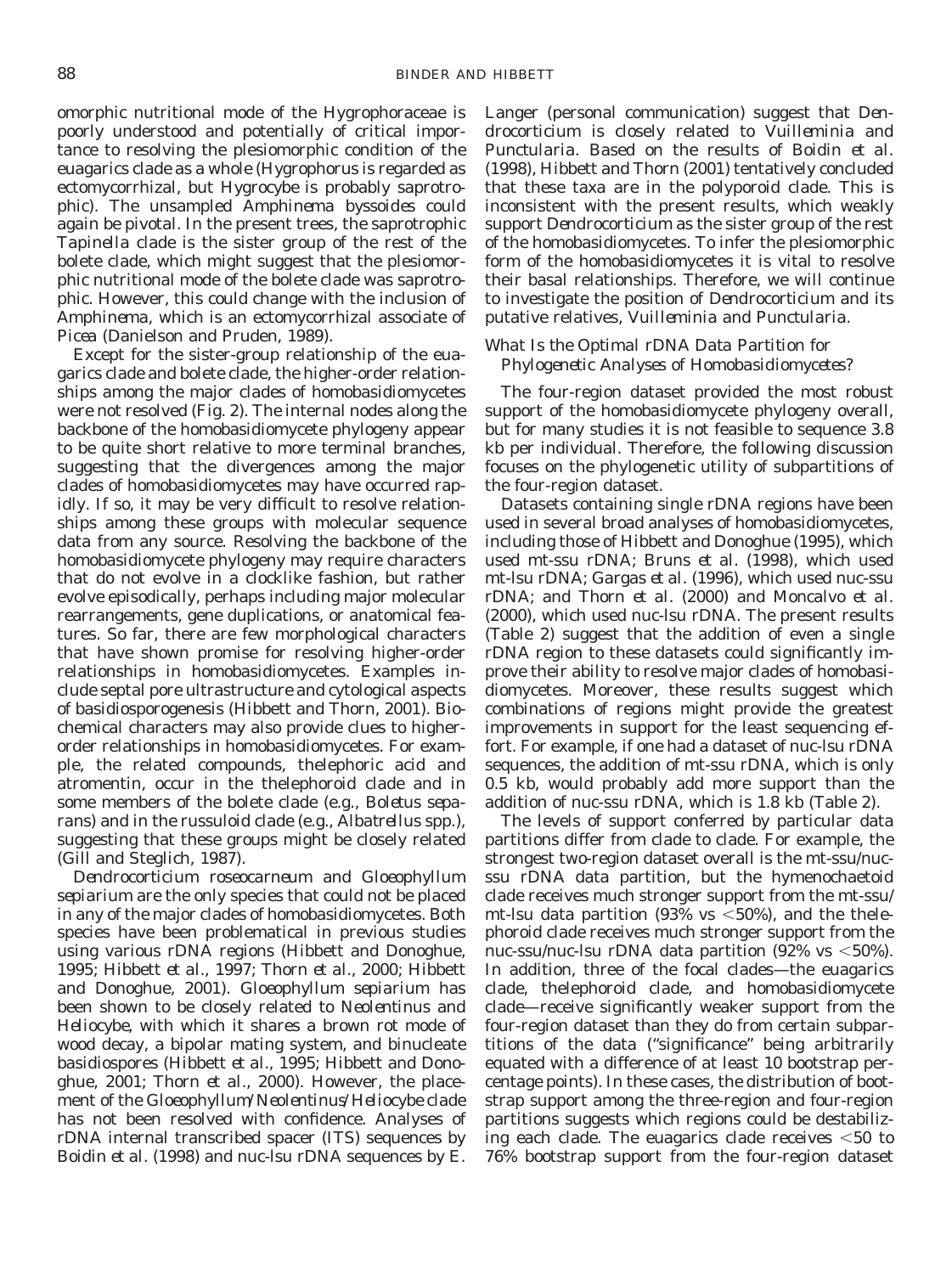omorphic nutritional mode of the Hygrophoraceae is poorly understood and potentially of critical importance to resolving the plesiomorphic condition of the euagarics clade as a whole (*Hygrophorus* is regarded as ectomycorrhizal, but *Hygrocybe* is probably saprotrophic). The unsampled *Amphinema byssoides* could again be pivotal. In the present trees, the saprotrophic *Tapinella* clade is the sister group of the rest of the bolete clade, which might suggest that the plesiomorphic nutritional mode of the bolete clade was saprotrophic. However, this could change with the inclusion of *Amphinema*, which is an ectomycorrhizal associate of *Picea* (Danielson and Pruden, 1989).

Except for the sister-group relationship of the euagarics clade and bolete clade, the higher-order relationships among the major clades of homobasidiomycetes were not resolved (Fig. 2). The internal nodes along the backbone of the homobasidiomycete phylogeny appear to be quite short relative to more terminal branches, suggesting that the divergences among the major clades of homobasidiomycetes may have occurred rapidly. If so, it may be very difficult to resolve relationships among these groups with molecular sequence data from any source. Resolving the backbone of the homobasidiomycete phylogeny may require characters that do not evolve in a clocklike fashion, but rather evolve episodically, perhaps including major molecular rearrangements, gene duplications, or anatomical features. So far, there are few morphological characters that have shown promise for resolving higher-order relationships in homobasidiomycetes. Examples include septal pore ultrastructure and cytological aspects of basidiosporogenesis (Hibbett and Thorn, 2001). Biochemical characters may also provide clues to higher-order relationships in homobasidiomycetes. For example, the related compounds, thelephoric acid and atromentin, occur in the thelephoroid clade and in some members of the bolete clade (e.g., *Boletus separans*) and in the russuloid clade (e.g., *Albatrellus* spp.), suggesting that these groups might be closely related (Gill and Steglich, 1987).

*Dendrocorticium roseocarneum* and *Gloeophyllum sepiarium* are the only species that could not be placed in any of the major clades of homobasidiomycetes. Both species have been problematical in previous studies using various rDNA regions (Hibbett and Donoghue, 1995; Hibbett *et al.*, 1997; Thorn *et al.*, 2000; Hibbett and Donoghue, 2001). *Gloeophyllum sepiarium* has been shown to be closely related to *Neolentinus* and *Heliocybe*, with which it shares a brown rot mode of wood decay, a bipolar mating system, and binucleate basidiospores (Hibbett *et al.*, 1995; Hibbett and Donoghue, 2001; Thorn *et al.*, 2000). However, the placement of the *Gloeophyllum/Neolentinus/Heliocybe* clade has not been resolved with confidence. Analyses of rDNA internal transcribed spacer (ITS) sequences by Boidin *et al.* (1998) and nuc-lsu rDNA sequences by E. Langer (personal communication) suggest that *Dendrocorticium* is closely related to *Vuilleminia* and *Punctularia*. Based on the results of Boidin *et al.* (1998), Hibbett and Thorn (2001) tentatively concluded that these taxa are in the polyporoid clade. This is inconsistent with the present results, which weakly support *Dendrocorticium* as the sister group of the rest of the homobasidiomycetes. To infer the plesiomorphic form of the homobasidiomycetes it is vital to resolve their basal relationships. Therefore, we will continue to investigate the position of *Dendrocorticium* and its putative relatives, *Vuilleminia* and *Punctularia*.

### *What Is the Optimal rDNA Data Partition for Phylogenetic Analyses of Homobasidiomycetes?*

The four-region dataset provided the most robust support of the homobasidiomycete phylogeny overall, but for many studies it is not feasible to sequence 3.8 kb per individual. Therefore, the following discussion focuses on the phylogenetic utility of subpartitions of the four-region dataset.

Datasets containing single rDNA regions have been used in several broad analyses of homobasidiomycetes, including those of Hibbett and Donoghue (1995), which used mt-ssu rDNA; Bruns *et al.* (1998), which used mt-lsu rDNA; Gargas *et al.* (1996), which used nuc-ssu rDNA; and Thorn *et al.* (2000) and Moncalvo *et al.* (2000), which used nuc-lsu rDNA. The present results (Table 2) suggest that the addition of even a single rDNA region to these datasets could significantly improve their ability to resolve major clades of homobasidiomycetes. Moreover, these results suggest which combinations of regions might provide the greatest improvements in support for the least sequencing effort. For example, if one had a dataset of nuc-lsu rDNA sequences, the addition of mt-ssu rDNA, which is only 0.5 kb, would probably add more support than the addition of nuc-ssu rDNA, which is 1.8 kb (Table 2).

The levels of support conferred by particular data partitions differ from clade to clade. For example, the strongest two-region dataset overall is the mt-ssu/nuc-ssu rDNA data partition, but the hymenochaetoid clade receives much stronger support from the mt-ssu/mt-lsu data partition (93% vs <50%), and the thelephoroid clade receives much stronger support from the nuc-ssu/nuc-lsu rDNA data partition (92% vs <50%). In addition, three of the focal clades—the euagarics clade, thelephoroid clade, and homobasidiomycete clade—receive significantly weaker support from the four-region dataset than they do from certain subpartitions of the data ("significance" being arbitrarily equated with a difference of at least 10 bootstrap percentage points). In these cases, the distribution of bootstrap support among the three-region and four-region partitions suggests which regions could be destabilizing each clade. The euagarics clade receives <50 to 76% bootstrap support from the four-region dataset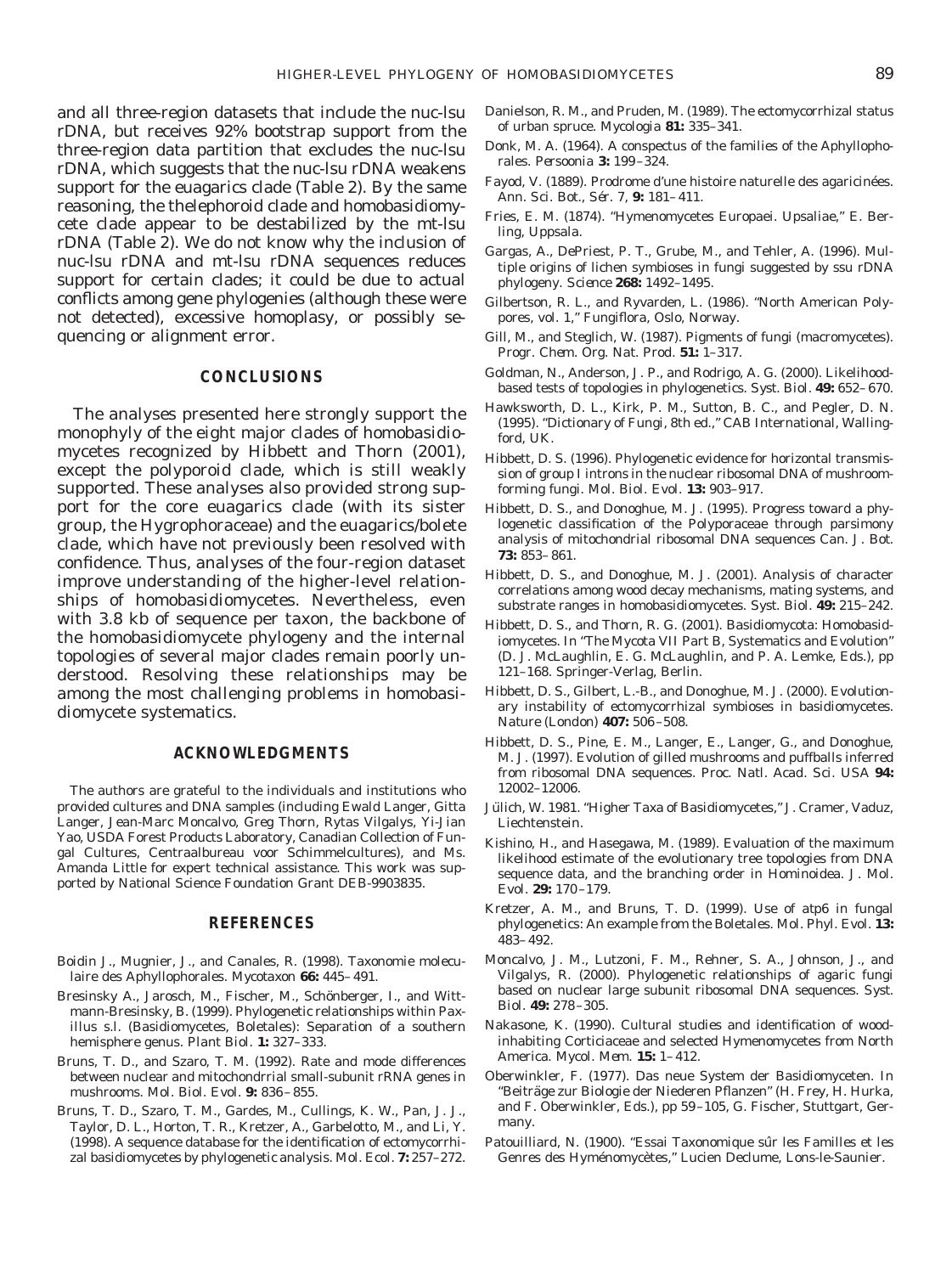and all three-region datasets that include the nuc-lsu rDNA, but receives 92% bootstrap support from the three-region data partition that excludes the nuc-lsu rDNA, which suggests that the nuc-lsu rDNA weakens support for the euagarics clade (Table 2). By the same reasoning, the thelephoroid clade and homobasidiomycete clade appear to be destabilized by the mt-lsu rDNA (Table 2). We do not know why the inclusion of nuc-lsu rDNA and mt-lsu rDNA sequences reduces support for certain clades; it could be due to actual conflicts among gene phylogenies (although these were not detected), excessive homoplasy, or possibly sequencing or alignment error.

## CONCLUSIONS

The analyses presented here strongly support the monophyly of the eight major clades of homobasidiomycetes recognized by Hibbett and Thorn (2001), except the polyporoid clade, which is still weakly supported. These analyses also provided strong support for the core euagarics clade (with its sister group, the Hygrophoraceae) and the euagarics/bolete clade, which have not previously been resolved with confidence. Thus, analyses of the four-region dataset improve understanding of the higher-level relationships of homobasidiomycetes. Nevertheless, even with 3.8 kb of sequence per taxon, the backbone of the homobasidiomycete phylogeny and the internal topologies of several major clades remain poorly understood. Resolving these relationships may be among the most challenging problems in homobasidiomycete systematics.

## ACKNOWLEDGMENTS

The authors are grateful to the individuals and institutions who provided cultures and DNA samples (including Ewald Langer, Gitta Langer, Jean-Marc Moncalvo, Greg Thorn, Rytas Vilgalys, Yi-Jian Yao, USDA Forest Products Laboratory, Canadian Collection of Fungal Cultures, Centraalbureau voor Schimmelcultures), and Ms. Amanda Little for expert technical assistance. This work was supported by National Science Foundation Grant DEB-9903835.

## REFERENCES

Boidin J., Mugnier, J., and Canales, R. (1998). Taxonomie moleculaire des Aphyllophorales. *Mycotaxon* **66:** 445–491.

Bresinsky A., Jarosch, M., Fischer, M., Schönberger, I., and Wittmann-Bresinsky, B. (1999). Phylogenetic relationships within Paxillus s.l. (Basidiomycetes, Boletales): Separation of a southern hemisphere genus. *Plant Biol.* **1:** 327–333.

Bruns, T. D., and Szaro, T. M. (1992). Rate and mode differences between nuclear and mitochondrrial small-subunit rRNA genes in mushrooms. *Mol. Biol. Evol.* **9:** 836–855.

Bruns, T. D., Szaro, T. M., Gardes, M., Cullings, K. W., Pan, J. J., Taylor, D. L., Horton, T. R., Kretzer, A., Garbelotto, M., and Li, Y. (1998). A sequence database for the identification of ectomycorrhizal basidiomycetes by phylogenetic analysis. *Mol. Ecol.* **7:** 257–272.

Danielson, R. M., and Pruden, M. (1989). The ectomycorrhizal status of urban spruce. *Mycologia* **81:** 335–341.

Donk, M. A. (1964). A conspectus of the families of the Aphyllophorales. *Persoonia* **3:** 199–324.

Fayod, V. (1889). Prodrome d'une histoire naturelle des agaricinées. *Ann. Sci. Bot., Sér. 7,* **9:** 181–411.

Fries, E. M. (1874). "Hymenomycetes Europaei. Upsaliae," E. Berling, Uppsala.

Gargas, A., DePriest, P. T., Grube, M., and Tehler, A. (1996). Multiple origins of lichen symbioses in fungi suggested by ssu rDNA phylogeny. *Science* **268:** 1492–1495.

Gilbertson, R. L., and Ryvarden, L. (1986). "North American Polypores, vol. 1," Fungiflora, Oslo, Norway.

Gill, M., and Steglich, W. (1987). Pigments of fungi (macromycetes). *Progr. Chem. Org. Nat. Prod.* **51:** 1–317.

Goldman, N., Anderson, J. P., and Rodrigo, A. G. (2000). Likelihood-based tests of topologies in phylogenetics. *Syst. Biol.* **49:** 652–670.

Hawksworth, D. L., Kirk, P. M., Sutton, B. C., and Pegler, D. N. (1995). "Dictionary of Fungi, 8th ed.," CAB International, Wallingford, UK.

Hibbett, D. S. (1996). Phylogenetic evidence for horizontal transmission of group I introns in the nuclear ribosomal DNA of mushroom-forming fungi. *Mol. Biol. Evol.* **13:** 903–917.

Hibbett, D. S., and Donoghue, M. J. (1995). Progress toward a phylogenetic classification of the Polyporaceae through parsimony analysis of mitochondrial ribosomal DNA sequences *Can. J. Bot.* **73:** 853–861.

Hibbett, D. S., and Donoghue, M. J. (2001). Analysis of character correlations among wood decay mechanisms, mating systems, and substrate ranges in homobasidiomycetes. *Syst. Biol.* **49:** 215–242.

Hibbett, D. S., and Thorn, R. G. (2001). Basidiomycota: Homobasidiomycetes. *In* "The Mycota VII Part B, Systematics and Evolution" (D. J. McLaughlin, E. G. McLaughlin, and P. A. Lemke, Eds.), pp 121–168. Springer-Verlag, Berlin.

Hibbett, D. S., Gilbert, L.-B., and Donoghue, M. J. (2000). Evolutionary instability of ectomycorrhizal symbioses in basidiomycetes. *Nature (London)* **407:** 506–508.

Hibbett, D. S., Pine, E. M., Langer, E., Langer, G., and Donoghue, M. J. (1997). Evolution of gilled mushrooms and puffballs inferred from ribosomal DNA sequences. *Proc. Natl. Acad. Sci. USA* **94:** 12002–12006.

Jülich, W. 1981. "Higher Taxa of Basidiomycetes," J. Cramer, Vaduz, Liechtenstein.

Kishino, H., and Hasegawa, M. (1989). Evaluation of the maximum likelihood estimate of the evolutionary tree topologies from DNA sequence data, and the branching order in Hominoidea. *J. Mol. Evol.* **29:** 170–179.

Kretzer, A. M., and Bruns, T. D. (1999). Use of atp6 in fungal phylogenetics: An example from the Boletales. *Mol. Phyl. Evol.* **13:** 483–492.

Moncalvo, J. M., Lutzoni, F. M., Rehner, S. A., Johnson, J., and Vilgalys, R. (2000). Phylogenetic relationships of agaric fungi based on nuclear large subunit ribosomal DNA sequences. *Syst. Biol.* **49:** 278–305.

Nakasone, K. (1990). Cultural studies and identification of wood-inhabiting Corticiaceae and selected Hymenomycetes from North America. *Mycol. Mem.* **15:** 1–412.

Oberwinkler, F. (1977). Das neue System der Basidiomyceten. *In* "Beiträge zur Biologie der Niederen Pflanzen" (H. Frey, H. Hurka, and F. Oberwinkler, Eds.), pp 59–105, G. Fischer, Stuttgart, Germany.

Patouilliard, N. (1900). "Essai Taxonomique sûr les Familles et les Genres des Hyménomycètes," Lucien Declume, Lons-le-Saunier.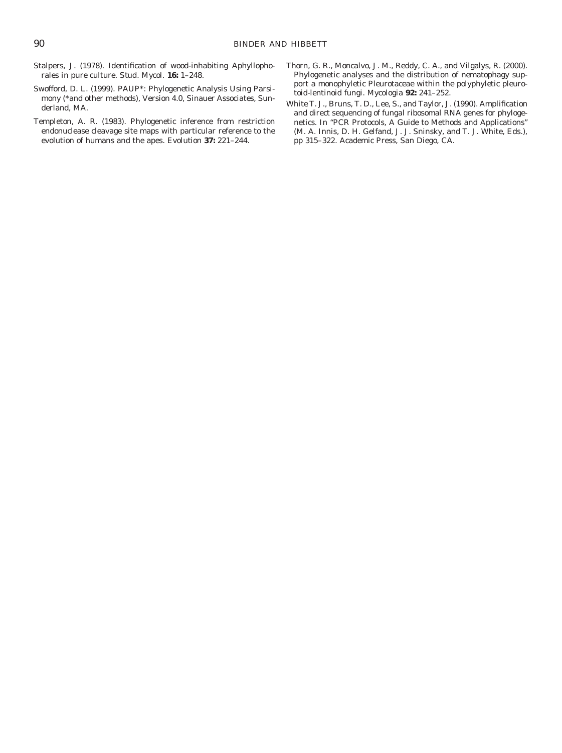Stalpers, J. (1978). Identification of wood-inhabiting Aphyllophorales in pure culture. *Stud. Mycol.* **16:** 1–248.

Swofford, D. L. (1999). PAUP*: Phylogenetic Analysis Using Parsimony (*and other methods), Version 4.0, Sinauer Associates, Sunderland, MA.

Templeton, A. R. (1983). Phylogenetic inference from restriction endonuclease cleavage site maps with particular reference to the evolution of humans and the apes. *Evolution* **37:** 221–244.

Thorn, G. R., Moncalvo, J. M., Reddy, C. A., and Vilgalys, R. (2000). Phylogenetic analyses and the distribution of nematophagy support a monophyletic Pleurotaceae within the polyphyletic pleurotoid-lentinoid fungi. *Mycologia* **92:** 241–252.

White T. J., Bruns, T. D., Lee, S., and Taylor, J. (1990). Amplification and direct sequencing of fungal ribosomal RNA genes for phylogenetics. *In* "PCR Protocols, A Guide to Methods and Applications" (M. A. Innis, D. H. Gelfand, J. J. Sninsky, and T. J. White, Eds.), pp 315–322. Academic Press, San Diego, CA.